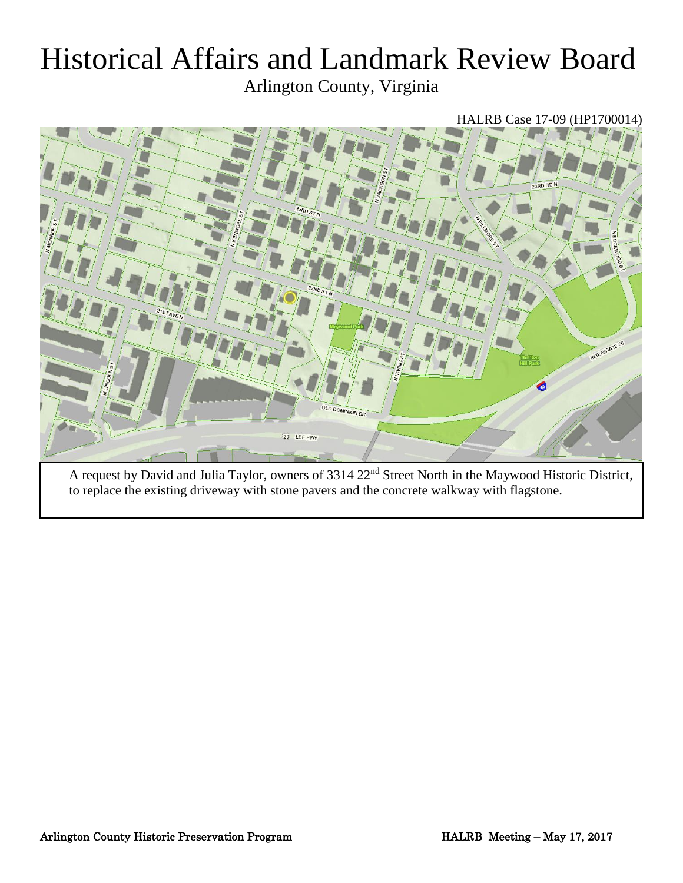# Historical Affairs and Landmark Review Board

Arlington County, Virginia

HALRB Case 17-09 (HP1700014)

A request by David and Julia Taylor, owners of 3314 22nd Street North in the Maywood Historic District, to replace the existing driveway with stone pavers and the concrete walkway with flagstone.

Arlington County Historic Preservation Program

HALRB Meeting – May 17, 2017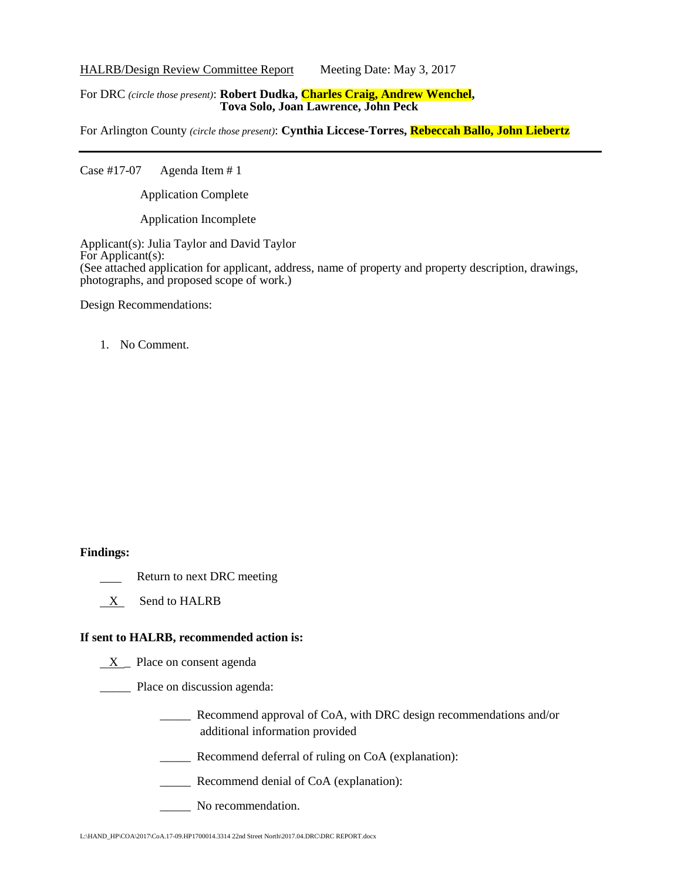HALRB/Design Review Committee Report Meeting Date: May 3, 2017

For DRC *(circle those present)*: **Robert Dudka, Charles Craig, Andrew Wenchel, Tova Solo, Joan Lawrence, John Peck**

For Arlington County *(circle those present)*: **Cynthia Liccese-Torres, Rebeccah Ballo, John Liebertz**

---

Case #17-07 Agenda Item # 1

Application Complete

Application Incomplete

Applicant(s): Julia Taylor and David Taylor
For Applicant(s):
(See attached application for applicant, address, name of property and property description, drawings, photographs, and proposed scope of work.)

Design Recommendations:

1. No Comment.

**Findings:**

____ Return to next DRC meeting

__X__ Send to HALRB

**If sent to HALRB, recommended action is:**

__X__ Place on consent agenda

_____ Place on discussion agenda:

_____ Recommend approval of CoA, with DRC design recommendations and/or additional information provided

_____ Recommend deferral of ruling on CoA (explanation):

_____ Recommend denial of CoA (explanation):

_____ No recommendation.

L:\HAND_HP\COA\2017\CoA.17-09.HP1700014.3314 22nd Street North\2017.04.DRC\DRC REPORT.docx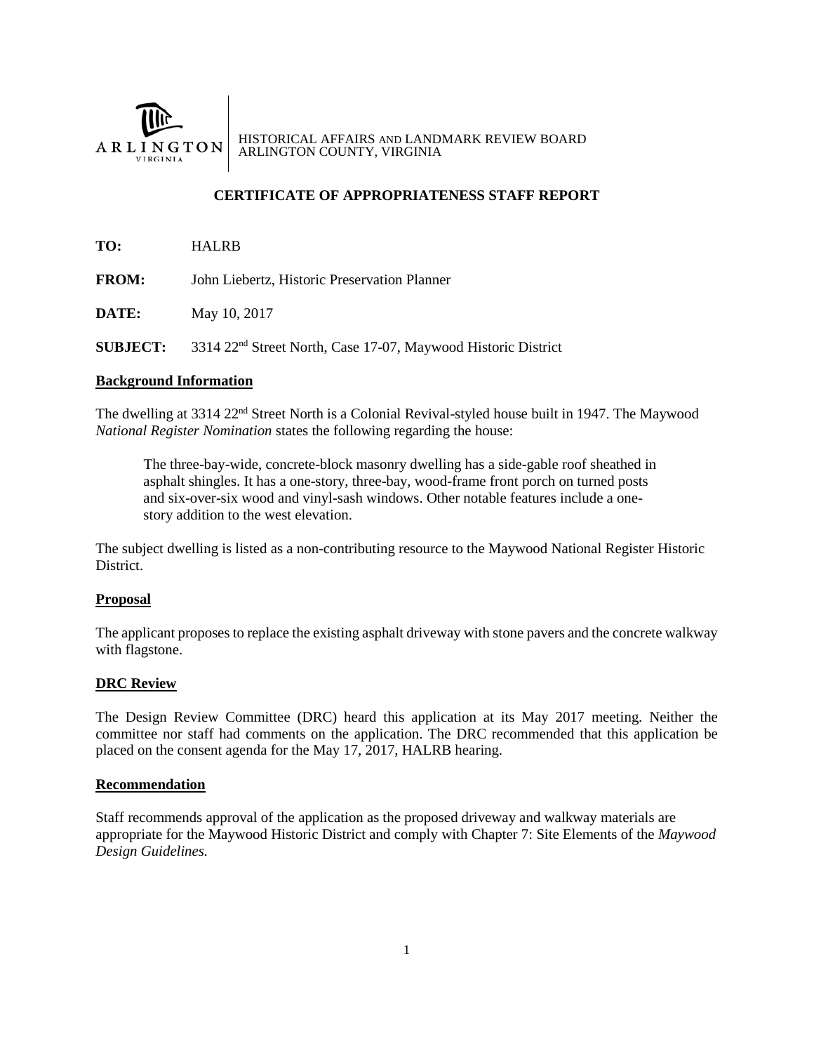HISTORICAL AFFAIRS AND LANDMARK REVIEW BOARD
ARLINGTON COUNTY, VIRGINIA

## CERTIFICATE OF APPROPRIATENESS STAFF REPORT

**TO:** HALRB

**FROM:** John Liebertz, Historic Preservation Planner

**DATE:** May 10, 2017

**SUBJECT:** 3314 22nd Street North, Case 17-07, Maywood Historic District

### Background Information

The dwelling at 3314 22nd Street North is a Colonial Revival-styled house built in 1947. The Maywood *National Register Nomination* states the following regarding the house:

> The three-bay-wide, concrete-block masonry dwelling has a side-gable roof sheathed in asphalt shingles. It has a one-story, three-bay, wood-frame front porch on turned posts and six-over-six wood and vinyl-sash windows. Other notable features include a one-story addition to the west elevation.

The subject dwelling is listed as a non-contributing resource to the Maywood National Register Historic District.

### Proposal

The applicant proposes to replace the existing asphalt driveway with stone pavers and the concrete walkway with flagstone.

### DRC Review

The Design Review Committee (DRC) heard this application at its May 2017 meeting. Neither the committee nor staff had comments on the application. The DRC recommended that this application be placed on the consent agenda for the May 17, 2017, HALRB hearing.

### Recommendation

Staff recommends approval of the application as the proposed driveway and walkway materials are appropriate for the Maywood Historic District and comply with Chapter 7: Site Elements of the *Maywood Design Guidelines.*